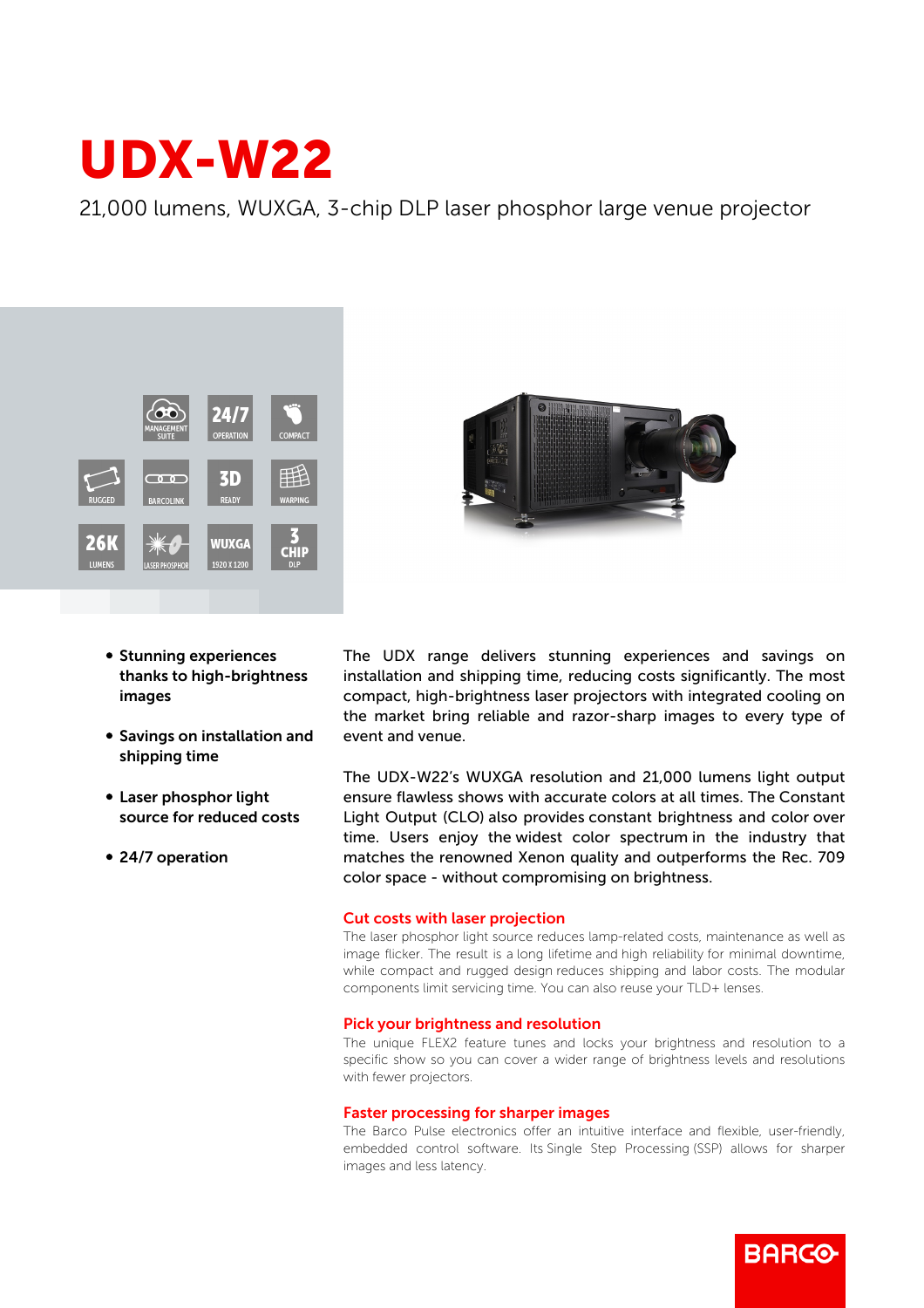# UDX-W22

21,000 lumens, WUXGA, 3-chip DLP laser phosphor large venue projector

- **Stunning experiences thanks to high-brightness images**
- **Savings on installation and shipping time**
- **Laser phosphor light source for reduced costs**
- **24/7 operation**

The UDX range delivers stunning experiences and savings on installation and shipping time, reducing costs significantly. The most compact, high-brightness laser projectors with integrated cooling on the market bring reliable and razor-sharp images to every type of event and venue.

The UDX-W22's WUXGA resolution and 21,000 lumens light output ensure flawless shows with accurate colors at all times. The Constant Light Output (CLO) also provides constant brightness and color over time. Users enjoy the widest color spectrum in the industry that matches the renowned Xenon quality and outperforms the Rec. 709 color space - without compromising on brightness.

## Cut costs with laser projection

The laser phosphor light source reduces lamp-related costs, maintenance as well as image flicker. The result is a long lifetime and high reliability for minimal downtime, while compact and rugged design reduces shipping and labor costs. The modular components limit servicing time. You can also reuse your TLD+ lenses.

## Pick your brightness and resolution

The unique FLEX2 feature tunes and locks your brightness and resolution to a specific show so you can cover a wider range of brightness levels and resolutions with fewer projectors.

## Faster processing for sharper images

The Barco Pulse electronics offer an intuitive interface and flexible, user-friendly, embedded control software. Its Single Step Processing (SSP) allows for sharper images and less latency.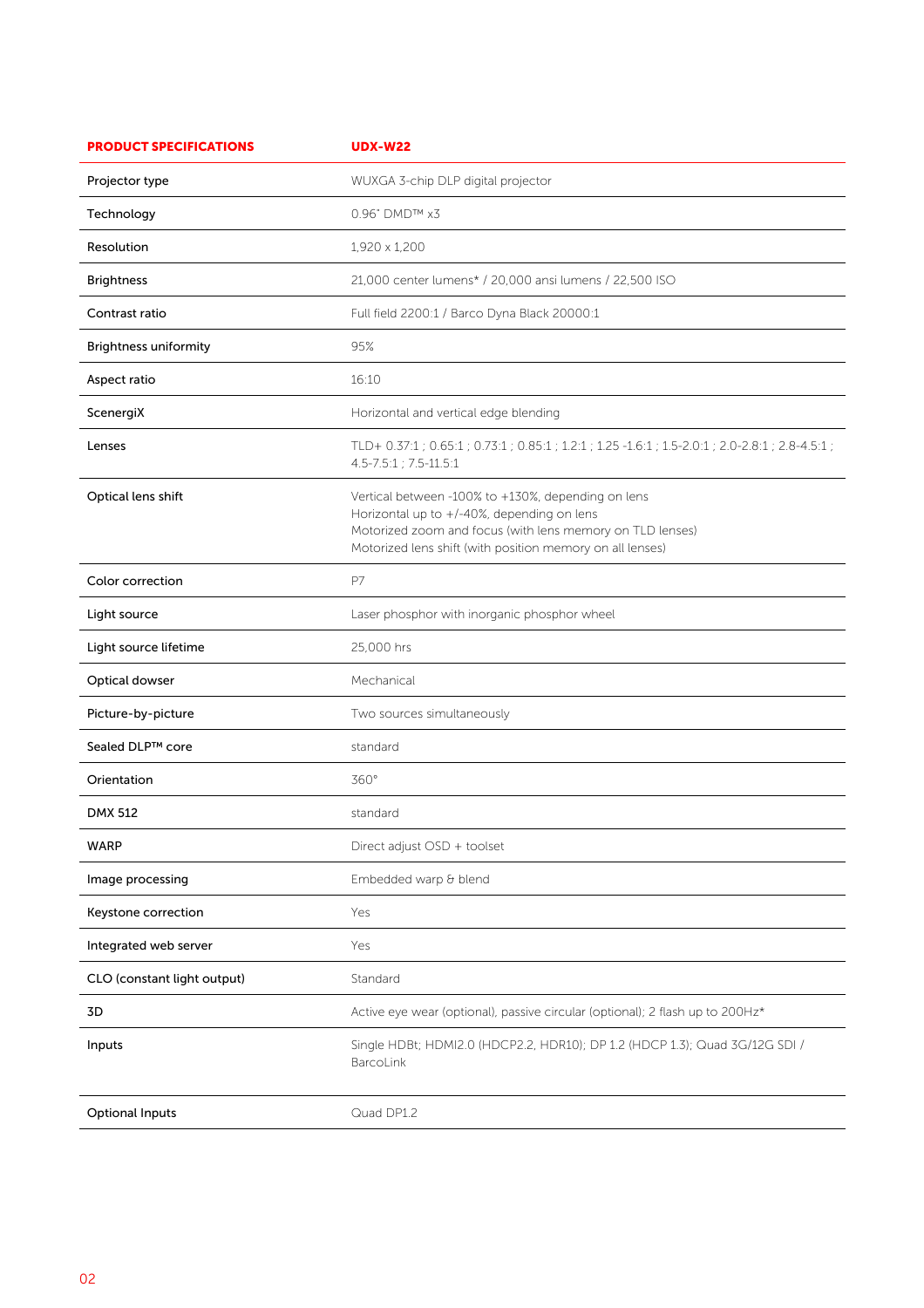| PRODUCT SPECIFICATIONS | UDX-W22 |
|---|---|
| Projector type | WUXGA 3-chip DLP digital projector |
| Technology | 0.96" DMD™ x3 |
| Resolution | 1,920 x 1,200 |
| Brightness | 21,000 center lumens* / 20,000 ansi lumens / 22,500 ISO |
| Contrast ratio | Full field 2200:1 / Barco Dyna Black 20000:1 |
| Brightness uniformity | 95% |
| Aspect ratio | 16:10 |
| ScenergiX | Horizontal and vertical edge blending |
| Lenses | TLD+ 0.37:1 ; 0.65:1 ; 0.73:1 ; 0.85:1 ; 1.2:1 ; 1.25 -1.6:1 ; 1.5-2.0:1 ; 2.0-2.8:1 ; 2.8-4.5:1 ; 4.5-7.5:1 ; 7.5-11.5:1 |
| Optical lens shift | Vertical between -100% to +130%, depending on lens<br>Horizontal up to +/-40%, depending on lens<br>Motorized zoom and focus (with lens memory on TLD lenses)<br>Motorized lens shift (with position memory on all lenses) |
| Color correction | P7 |
| Light source | Laser phosphor with inorganic phosphor wheel |
| Light source lifetime | 25,000 hrs |
| Optical dowser | Mechanical |
| Picture-by-picture | Two sources simultaneously |
| Sealed DLP™ core | standard |
| Orientation | 360° |
| DMX 512 | standard |
| WARP | Direct adjust OSD + toolset |
| Image processing | Embedded warp & blend |
| Keystone correction | Yes |
| Integrated web server | Yes |
| CLO (constant light output) | Standard |
| 3D | Active eye wear (optional), passive circular (optional); 2 flash up to 200Hz* |
| Inputs | Single HDBt; HDMI2.0 (HDCP2.2, HDR10); DP 1.2 (HDCP 1.3); Quad 3G/12G SDI / BarcoLink |
| Optional Inputs | Quad DP1.2 |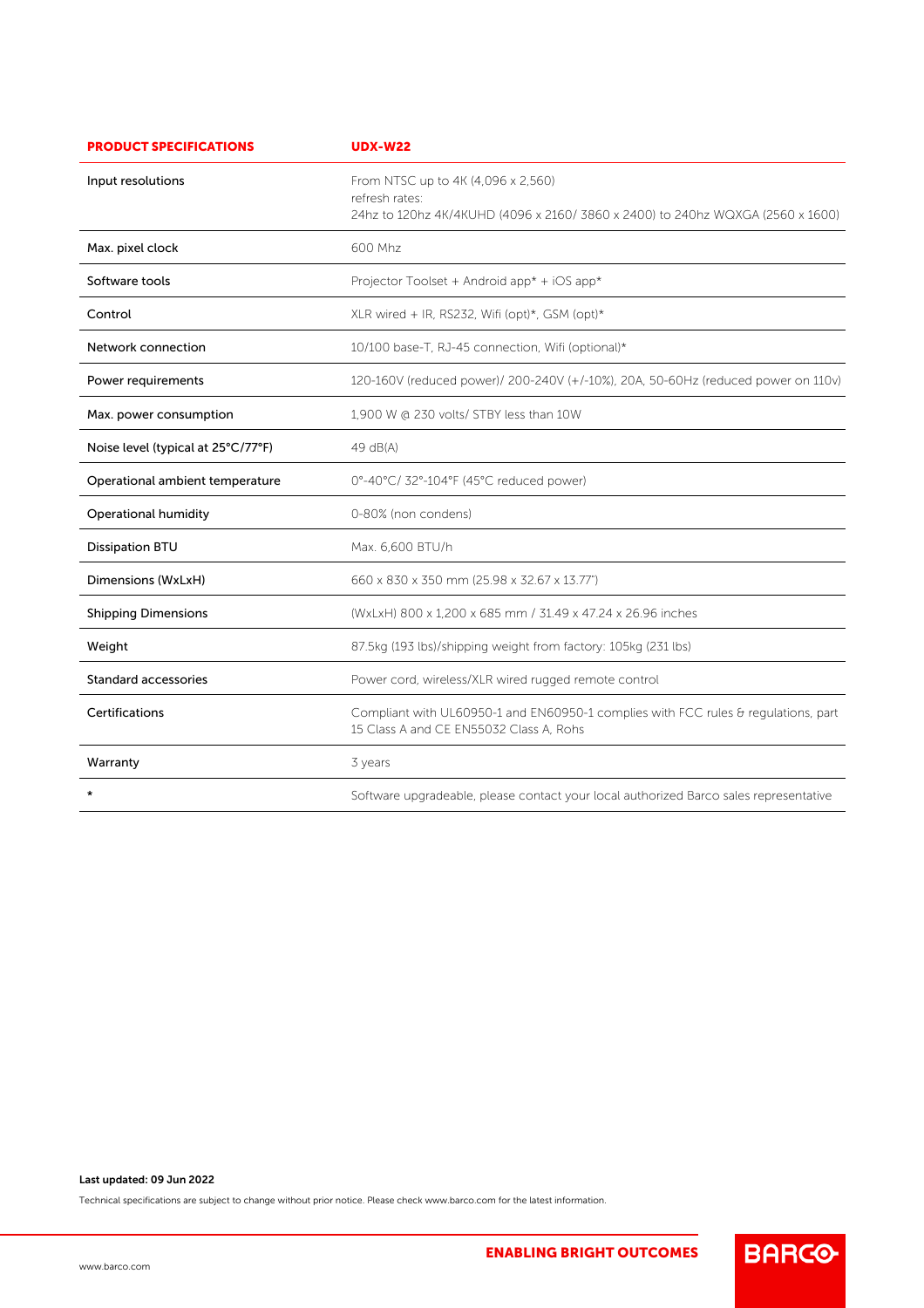| PRODUCT SPECIFICATIONS | UDX-W22 |
| --- | --- |
| Input resolutions | From NTSC up to 4K (4,096 x 2,560)<br>refresh rates:<br>24hz to 120hz 4K/4KUHD (4096 x 2160/ 3860 x 2400) to 240hz WQXGA (2560 x 1600) |
| Max. pixel clock | 600 Mhz |
| Software tools | Projector Toolset + Android app* + iOS app* |
| Control | XLR wired + IR, RS232, Wifi (opt)*, GSM (opt)* |
| Network connection | 10/100 base-T, RJ-45 connection, Wifi (optional)* |
| Power requirements | 120-160V (reduced power)/ 200-240V (+/-10%), 20A, 50-60Hz (reduced power on 110v) |
| Max. power consumption | 1,900 W @ 230 volts/ STBY less than 10W |
| Noise level (typical at 25°C/77°F) | 49 dB(A) |
| Operational ambient temperature | 0°-40°C/ 32°-104°F (45°C reduced power) |
| Operational humidity | 0-80% (non condens) |
| Dissipation BTU | Max. 6,600 BTU/h |
| Dimensions (WxLxH) | 660 x 830 x 350 mm (25.98 x 32.67 x 13.77") |
| Shipping Dimensions | (WxLxH) 800 x 1,200 x 685 mm / 31.49 x 47.24 x 26.96 inches |
| Weight | 87.5kg (193 lbs)/shipping weight from factory: 105kg (231 lbs) |
| Standard accessories | Power cord, wireless/XLR wired rugged remote control |
| Certifications | Compliant with UL60950-1 and EN60950-1 complies with FCC rules & regulations, part 15 Class A and CE EN55032 Class A, Rohs |
| Warranty | 3 years |
| * | Software upgradeable, please contact your local authorized Barco sales representative |

**Last updated: 09 Jun 2022**

Technical specifications are subject to change without prior notice. Please check www.barco.com for the latest information.

www.barco.com

**ENABLING BRIGHT OUTCOMES**

BARCO